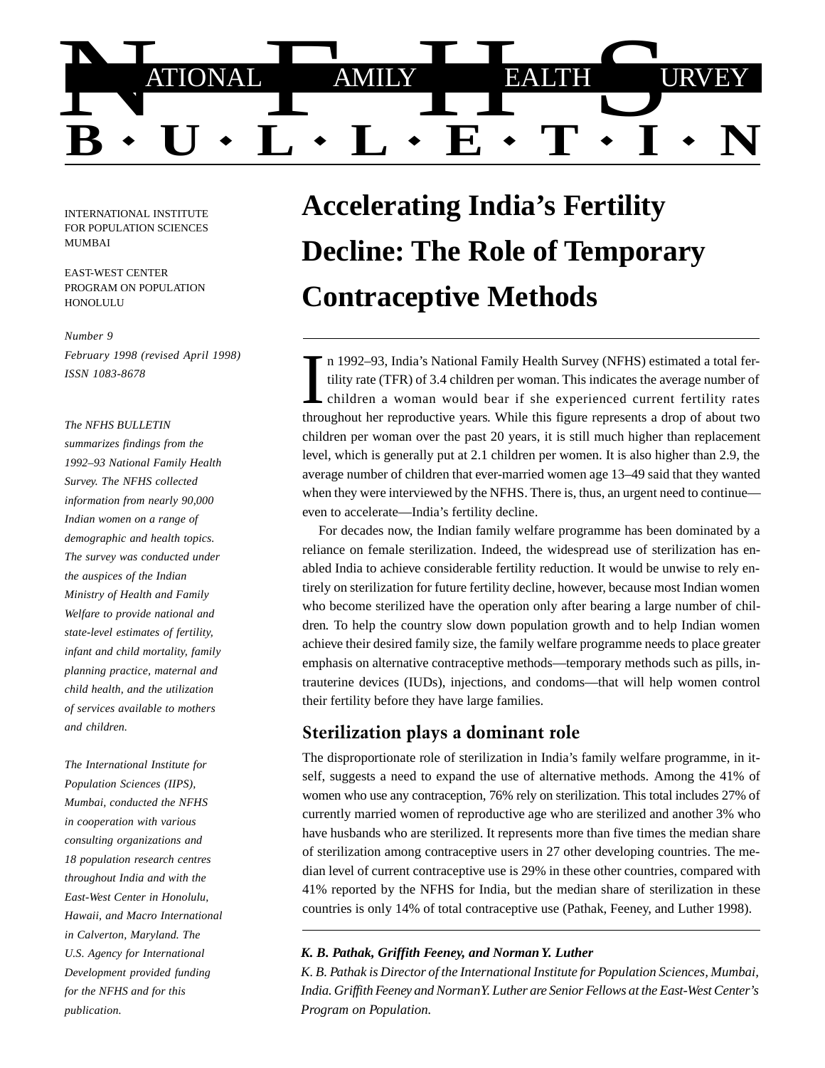# NATIONAL FAMILY HEALTH SURVEY BULLETIN

INTERNATIONAL INSTITUTE FOR POPULATION SCIENCES MUMBAI

EAST-WEST CENTER PROGRAM ON POPULATION HONOLULU

*Number 9*
*February 1998 (revised April 1998)*
*ISSN 1083-8678*

*The NFHS BULLETIN summarizes findings from the 1992–93 National Family Health Survey. The NFHS collected information from nearly 90,000 Indian women on a range of demographic and health topics. The survey was conducted under the auspices of the Indian Ministry of Health and Family Welfare to provide national and state-level estimates of fertility, infant and child mortality, family planning practice, maternal and child health, and the utilization of services available to mothers and children.*

*The International Institute for Population Sciences (IIPS), Mumbai, conducted the NFHS in cooperation with various consulting organizations and 18 population research centres throughout India and with the East-West Center in Honolulu, Hawaii, and Macro International in Calverton, Maryland. The U.S. Agency for International Development provided funding for the NFHS and for this publication.*

# Accelerating India's Fertility Decline: The Role of Temporary Contraceptive Methods

In 1992–93, India's National Family Health Survey (NFHS) estimated a total fertility rate (TFR) of 3.4 children per woman. This indicates the average number of children a woman would bear if she experienced current fertility rates throughout her reproductive years. While this figure represents a drop of about two children per woman over the past 20 years, it is still much higher than replacement level, which is generally put at 2.1 children per women. It is also higher than 2.9, the average number of children that ever-married women age 13–49 said that they wanted when they were interviewed by the NFHS. There is, thus, an urgent need to continue—even to accelerate—India's fertility decline.

For decades now, the Indian family welfare programme has been dominated by a reliance on female sterilization. Indeed, the widespread use of sterilization has enabled India to achieve considerable fertility reduction. It would be unwise to rely entirely on sterilization for future fertility decline, however, because most Indian women who become sterilized have the operation only after bearing a large number of children. To help the country slow down population growth and to help Indian women achieve their desired family size, the family welfare programme needs to place greater emphasis on alternative contraceptive methods—temporary methods such as pills, intrauterine devices (IUDs), injections, and condoms—that will help women control their fertility before they have large families.

## Sterilization plays a dominant role

The disproportionate role of sterilization in India's family welfare programme, in itself, suggests a need to expand the use of alternative methods. Among the 41% of women who use any contraception, 76% rely on sterilization. This total includes 27% of currently married women of reproductive age who are sterilized and another 3% who have husbands who are sterilized. It represents more than five times the median share of sterilization among contraceptive users in 27 other developing countries. The median level of current contraceptive use is 29% in these other countries, compared with 41% reported by the NFHS for India, but the median share of sterilization in these countries is only 14% of total contraceptive use (Pathak, Feeney, and Luther 1998).

***K. B. Pathak, Griffith Feeney, and Norman Y. Luther***

*K. B. Pathak is Director of the International Institute for Population Sciences, Mumbai, India. Griffith Feeney and Norman Y. Luther are Senior Fellows at the East-West Center's Program on Population.*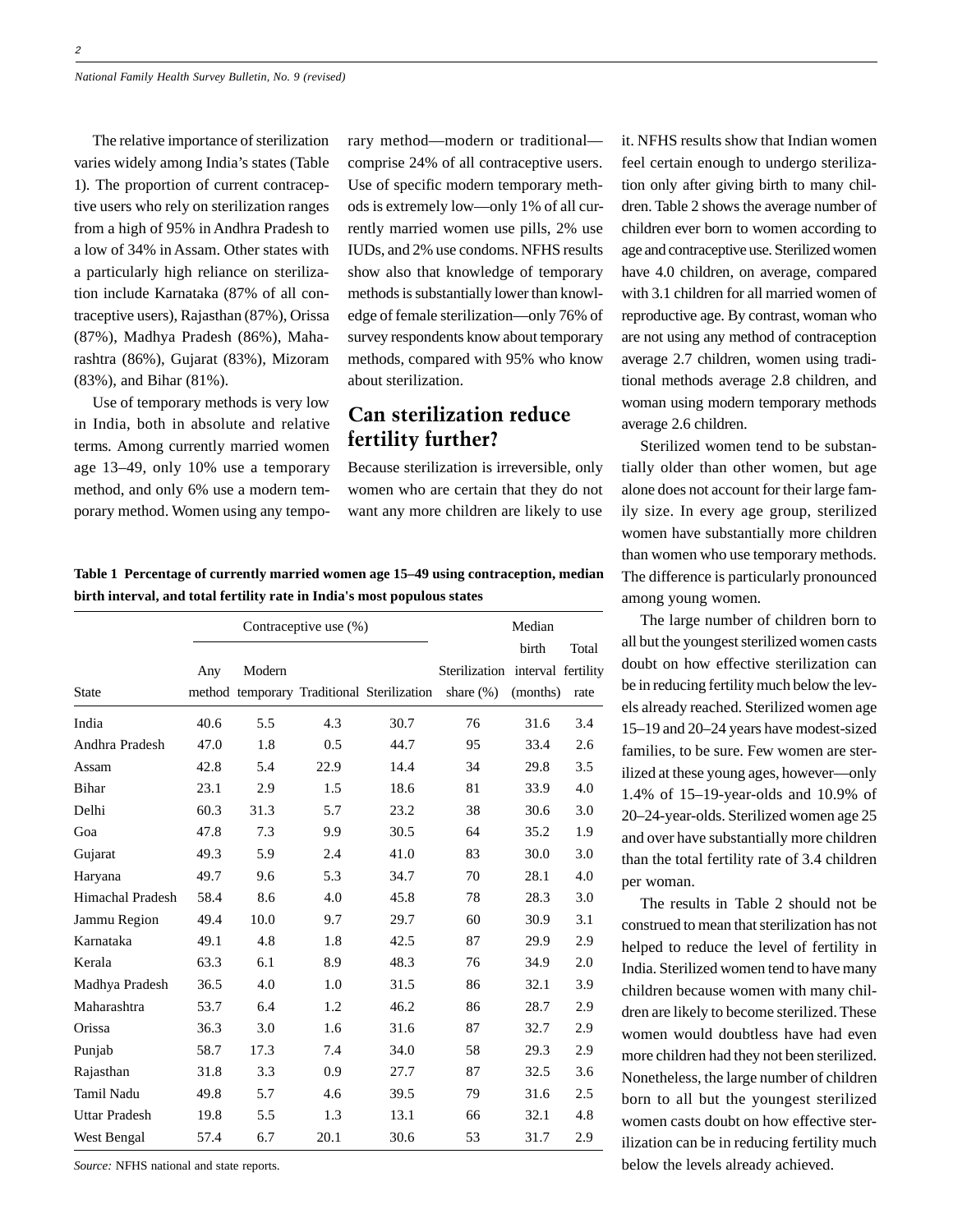The relative importance of sterilization varies widely among India's states (Table 1). The proportion of current contraceptive users who rely on sterilization ranges from a high of 95% in Andhra Pradesh to a low of 34% in Assam. Other states with a particularly high reliance on sterilization include Karnataka (87% of all contraceptive users), Rajasthan (87%), Orissa (87%), Madhya Pradesh (86%), Maharashtra (86%), Gujarat (83%), Mizoram (83%), and Bihar (81%).

Use of temporary methods is very low in India, both in absolute and relative terms. Among currently married women age 13–49, only 10% use a temporary method, and only 6% use a modern temporary method. Women using any temporary method—modern or traditional—comprise 24% of all contraceptive users. Use of specific modern temporary methods is extremely low—only 1% of all currently married women use pills, 2% use IUDs, and 2% use condoms. NFHS results show also that knowledge of temporary methods is substantially lower than knowledge of female sterilization—only 76% of survey respondents know about temporary methods, compared with 95% who know about sterilization.

## Can sterilization reduce fertility further?

Because sterilization is irreversible, only women who are certain that they do not want any more children are likely to use it. NFHS results show that Indian women feel certain enough to undergo sterilization only after giving birth to many children. Table 2 shows the average number of children ever born to women according to age and contraceptive use. Sterilized women have 4.0 children, on average, compared with 3.1 children for all married women of reproductive age. By contrast, woman who are not using any method of contraception average 2.7 children, women using traditional methods average 2.8 children, and woman using modern temporary methods average 2.6 children.

Sterilized women tend to be substantially older than other women, but age alone does not account for their large family size. In every age group, sterilized women have substantially more children than women who use temporary methods. The difference is particularly pronounced among young women.

The large number of children born to all but the youngest sterilized women casts doubt on how effective sterilization can be in reducing fertility much below the levels already reached. Sterilized women age 15–19 and 20–24 years have modest-sized families, to be sure. Few women are sterilized at these young ages, however—only 1.4% of 15–19-year-olds and 10.9% of 20–24-year-olds. Sterilized women age 25 and over have substantially more children than the total fertility rate of 3.4 children per woman.

The results in Table 2 should not be construed to mean that sterilization has not helped to reduce the level of fertility in India. Sterilized women tend to have many children because women with many children are likely to become sterilized. These women would doubtless have had even more children had they not been sterilized. Nonetheless, the large number of children born to all but the youngest sterilized women casts doubt on how effective sterilization can be in reducing fertility much below the levels already achieved.

**Table 1 Percentage of currently married women age 15–49 using contraception, median birth interval, and total fertility rate in India's most populous states**

| | Contraceptive use (%) | | | | | Median | |
|---|---|---|---|---|---|---|---|
| State | Any method | Modern temporary | Traditional | Sterilization | Sterilization share (%) | birth interval (months) | Total fertility rate |
| India | 40.6 | 5.5 | 4.3 | 30.7 | 76 | 31.6 | 3.4 |
| Andhra Pradesh | 47.0 | 1.8 | 0.5 | 44.7 | 95 | 33.4 | 2.6 |
| Assam | 42.8 | 5.4 | 22.9 | 14.4 | 34 | 29.8 | 3.5 |
| Bihar | 23.1 | 2.9 | 1.5 | 18.6 | 81 | 33.9 | 4.0 |
| Delhi | 60.3 | 31.3 | 5.7 | 23.2 | 38 | 30.6 | 3.0 |
| Goa | 47.8 | 7.3 | 9.9 | 30.5 | 64 | 35.2 | 1.9 |
| Gujarat | 49.3 | 5.9 | 2.4 | 41.0 | 83 | 30.0 | 3.0 |
| Haryana | 49.7 | 9.6 | 5.3 | 34.7 | 70 | 28.1 | 4.0 |
| Himachal Pradesh | 58.4 | 8.6 | 4.0 | 45.8 | 78 | 28.3 | 3.0 |
| Jammu Region | 49.4 | 10.0 | 9.7 | 29.7 | 60 | 30.9 | 3.1 |
| Karnataka | 49.1 | 4.8 | 1.8 | 42.5 | 87 | 29.9 | 2.9 |
| Kerala | 63.3 | 6.1 | 8.9 | 48.3 | 76 | 34.9 | 2.0 |
| Madhya Pradesh | 36.5 | 4.0 | 1.0 | 31.5 | 86 | 32.1 | 3.9 |
| Maharashtra | 53.7 | 6.4 | 1.2 | 46.2 | 86 | 28.7 | 2.9 |
| Orissa | 36.3 | 3.0 | 1.6 | 31.6 | 87 | 32.7 | 2.9 |
| Punjab | 58.7 | 17.3 | 7.4 | 34.0 | 58 | 29.3 | 2.9 |
| Rajasthan | 31.8 | 3.3 | 0.9 | 27.7 | 87 | 32.5 | 3.6 |
| Tamil Nadu | 49.8 | 5.7 | 4.6 | 39.5 | 79 | 31.6 | 2.5 |
| Uttar Pradesh | 19.8 | 5.5 | 1.3 | 13.1 | 66 | 32.1 | 4.8 |
| West Bengal | 57.4 | 6.7 | 20.1 | 30.6 | 53 | 31.7 | 2.9 |

*Source:* NFHS national and state reports.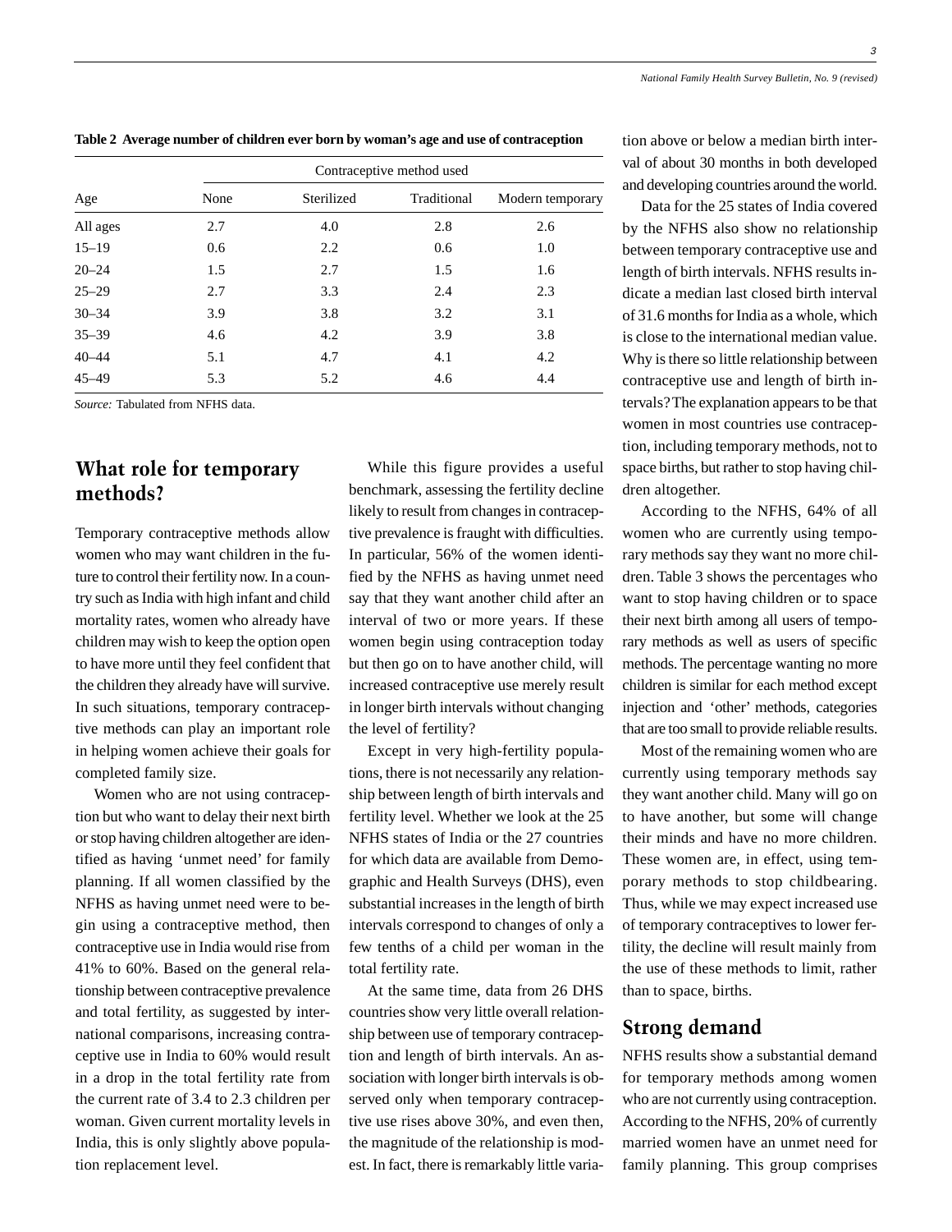**Table 2 Average number of children ever born by woman's age and use of contraception**

| Age | Contraceptive method used | | | |
|---|---|---|---|---|
| | None | Sterilized | Traditional | Modern temporary |
| All ages | 2.7 | 4.0 | 2.8 | 2.6 |
| 15–19 | 0.6 | 2.2 | 0.6 | 1.0 |
| 20–24 | 1.5 | 2.7 | 1.5 | 1.6 |
| 25–29 | 2.7 | 3.3 | 2.4 | 2.3 |
| 30–34 | 3.9 | 3.8 | 3.2 | 3.1 |
| 35–39 | 4.6 | 4.2 | 3.9 | 3.8 |
| 40–44 | 5.1 | 4.7 | 4.1 | 4.2 |
| 45–49 | 5.3 | 5.2 | 4.6 | 4.4 |

*Source:* Tabulated from NFHS data.

## What role for temporary methods?

Temporary contraceptive methods allow women who may want children in the future to control their fertility now. In a country such as India with high infant and child mortality rates, women who already have children may wish to keep the option open to have more until they feel confident that the children they already have will survive. In such situations, temporary contraceptive methods can play an important role in helping women achieve their goals for completed family size.

Women who are not using contraception but who want to delay their next birth or stop having children altogether are identified as having 'unmet need' for family planning. If all women classified by the NFHS as having unmet need were to begin using a contraceptive method, then contraceptive use in India would rise from 41% to 60%. Based on the general relationship between contraceptive prevalence and total fertility, as suggested by international comparisons, increasing contraceptive use in India to 60% would result in a drop in the total fertility rate from the current rate of 3.4 to 2.3 children per woman. Given current mortality levels in India, this is only slightly above population replacement level.

While this figure provides a useful benchmark, assessing the fertility decline likely to result from changes in contraceptive prevalence is fraught with difficulties. In particular, 56% of the women identified by the NFHS as having unmet need say that they want another child after an interval of two or more years. If these women begin using contraception today but then go on to have another child, will increased contraceptive use merely result in longer birth intervals without changing the level of fertility?

Except in very high-fertility populations, there is not necessarily any relationship between length of birth intervals and fertility level. Whether we look at the 25 NFHS states of India or the 27 countries for which data are available from Demographic and Health Surveys (DHS), even substantial increases in the length of birth intervals correspond to changes of only a few tenths of a child per woman in the total fertility rate.

At the same time, data from 26 DHS countries show very little overall relationship between use of temporary contraception and length of birth intervals. An association with longer birth intervals is observed only when temporary contraceptive use rises above 30%, and even then, the magnitude of the relationship is modest. In fact, there is remarkably little variation above or below a median birth interval of about 30 months in both developed and developing countries around the world.

Data for the 25 states of India covered by the NFHS also show no relationship between temporary contraceptive use and length of birth intervals. NFHS results indicate a median last closed birth interval of 31.6 months for India as a whole, which is close to the international median value. Why is there so little relationship between contraceptive use and length of birth intervals? The explanation appears to be that women in most countries use contraception, including temporary methods, not to space births, but rather to stop having children altogether.

According to the NFHS, 64% of all women who are currently using temporary methods say they want no more children. Table 3 shows the percentages who want to stop having children or to space their next birth among all users of temporary methods as well as users of specific methods. The percentage wanting no more children is similar for each method except injection and 'other' methods, categories that are too small to provide reliable results.

Most of the remaining women who are currently using temporary methods say they want another child. Many will go on to have another, but some will change their minds and have no more children. These women are, in effect, using temporary methods to stop childbearing. Thus, while we may expect increased use of temporary contraceptives to lower fertility, the decline will result mainly from the use of these methods to limit, rather than to space, births.

## Strong demand

NFHS results show a substantial demand for temporary methods among women who are not currently using contraception. According to the NFHS, 20% of currently married women have an unmet need for family planning. This group comprises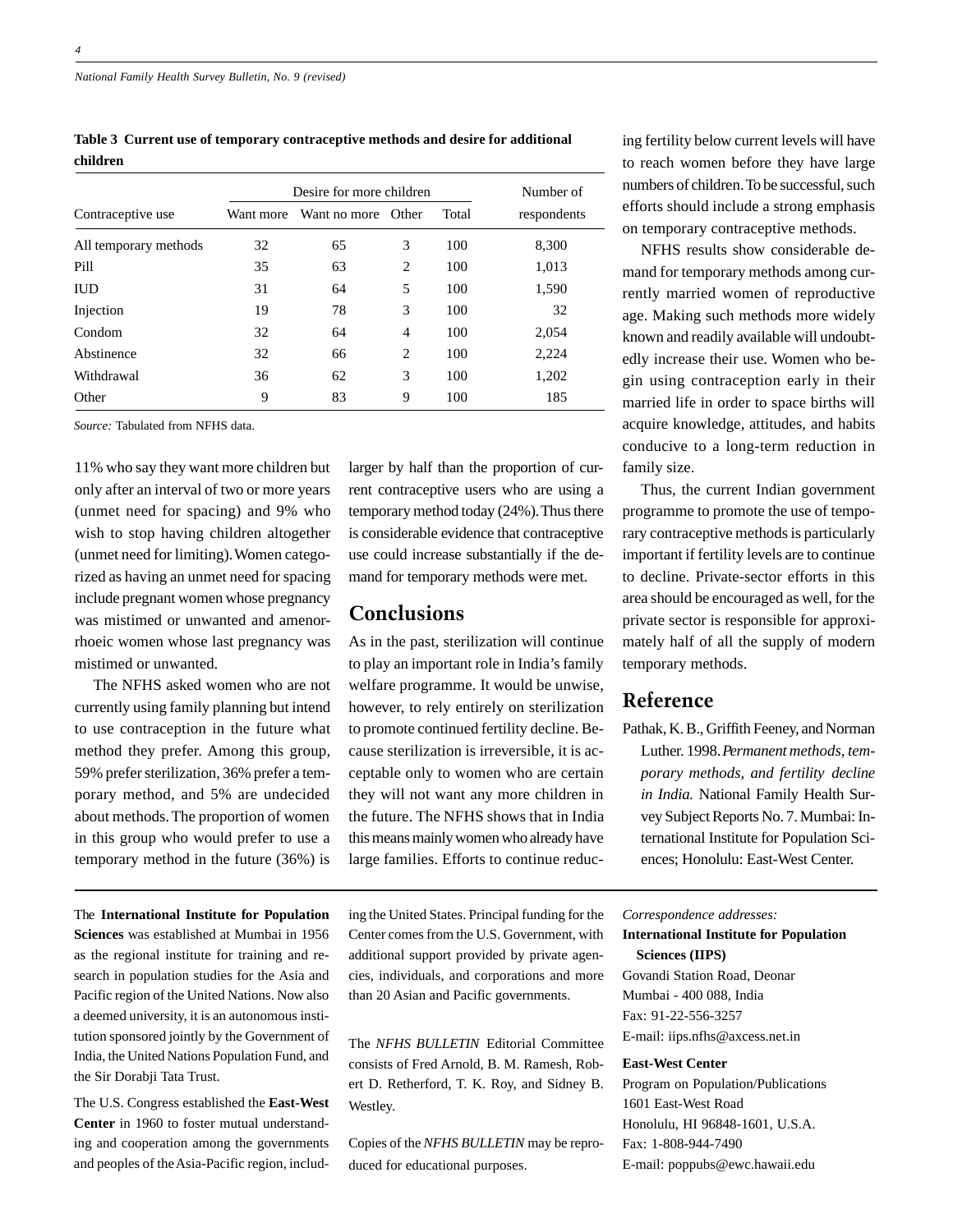**Table 3 Current use of temporary contraceptive methods and desire for additional children**

| Contraceptive use | Desire for more children | | | | Number of respondents |
|---|---|---|---|---|---|
| | Want more | Want no more | Other | Total | |
| All temporary methods | 32 | 65 | 3 | 100 | 8,300 |
| Pill | 35 | 63 | 2 | 100 | 1,013 |
| IUD | 31 | 64 | 5 | 100 | 1,590 |
| Injection | 19 | 78 | 3 | 100 | 32 |
| Condom | 32 | 64 | 4 | 100 | 2,054 |
| Abstinence | 32 | 66 | 2 | 100 | 2,224 |
| Withdrawal | 36 | 62 | 3 | 100 | 1,202 |
| Other | 9 | 83 | 9 | 100 | 185 |

*Source:* Tabulated from NFHS data.

11% who say they want more children but only after an interval of two or more years (unmet need for spacing) and 9% who wish to stop having children altogether (unmet need for limiting). Women categorized as having an unmet need for spacing include pregnant women whose pregnancy was mistimed or unwanted and amenorrhoeic women whose last pregnancy was mistimed or unwanted.

The NFHS asked women who are not currently using family planning but intend to use contraception in the future what method they prefer. Among this group, 59% prefer sterilization, 36% prefer a temporary method, and 5% are undecided about methods. The proportion of women in this group who would prefer to use a temporary method in the future (36%) is larger by half than the proportion of current contraceptive users who are using a temporary method today (24%). Thus there is considerable evidence that contraceptive use could increase substantially if the demand for temporary methods were met.

## Conclusions

As in the past, sterilization will continue to play an important role in India's family welfare programme. It would be unwise, however, to rely entirely on sterilization to promote continued fertility decline. Because sterilization is irreversible, it is acceptable only to women who are certain they will not want any more children in the future. The NFHS shows that in India this means mainly women who already have large families. Efforts to continue reducing fertility below current levels will have to reach women before they have large numbers of children. To be successful, such efforts should include a strong emphasis on temporary contraceptive methods.

NFHS results show considerable demand for temporary methods among currently married women of reproductive age. Making such methods more widely known and readily available will undoubtedly increase their use. Women who begin using contraception early in their married life in order to space births will acquire knowledge, attitudes, and habits conducive to a long-term reduction in family size.

Thus, the current Indian government programme to promote the use of temporary contraceptive methods is particularly important if fertility levels are to continue to decline. Private-sector efforts in this area should be encouraged as well, for the private sector is responsible for approximately half of all the supply of modern temporary methods.

## Reference

Pathak, K. B., Griffith Feeney, and Norman Luther. 1998. *Permanent methods, temporary methods, and fertility decline in India.* National Family Health Survey Subject Reports No. 7. Mumbai: International Institute for Population Sciences; Honolulu: East-West Center.

---

The **International Institute for Population Sciences** was established at Mumbai in 1956 as the regional institute for training and research in population studies for the Asia and Pacific region of the United Nations. Now also a deemed university, it is an autonomous institution sponsored jointly by the Government of India, the United Nations Population Fund, and the Sir Dorabji Tata Trust.

The U.S. Congress established the **East-West Center** in 1960 to foster mutual understanding and cooperation among the governments and peoples of the Asia-Pacific region, including the United States. Principal funding for the Center comes from the U.S. Government, with additional support provided by private agencies, individuals, and corporations and more than 20 Asian and Pacific governments.

The *NFHS BULLETIN* Editorial Committee consists of Fred Arnold, B. M. Ramesh, Robert D. Retherford, T. K. Roy, and Sidney B. Westley.

Copies of the *NFHS BULLETIN* may be reproduced for educational purposes.

*Correspondence addresses:*

**International Institute for Population Sciences (IIPS)**
Govandi Station Road, Deonar
Mumbai - 400 088, India
Fax: 91-22-556-3257
E-mail: iips.nfhs@axcess.net.in

**East-West Center**
Program on Population/Publications
1601 East-West Road
Honolulu, HI 96848-1601, U.S.A.
Fax: 1-808-944-7490
E-mail: poppubs@ewc.hawaii.edu